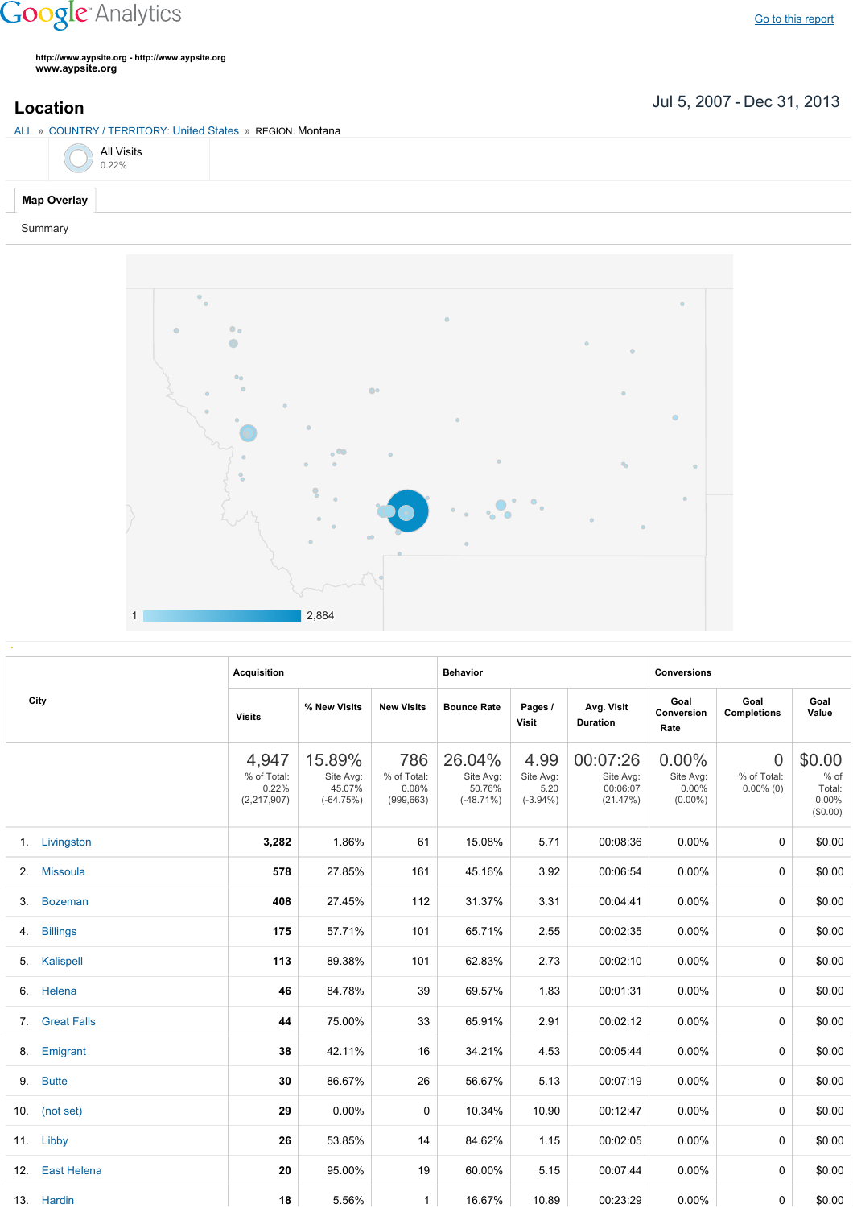Google Analytics

[Go to this report]

http://www.aypsite.org - http://www.aypsite.org
www.aypsite.org

## Location

Jul 5, 2007 - Dec 31, 2013

ALL » COUNTRY / TERRITORY: United States » REGION: Montana

All Visits
0.22%

**Map Overlay**

Summary

1 2,884

| City | Acquisition | | | Behavior | | | Conversions | | |
|---|---|---|---|---|---|---|---|---|---|
| | Visits | % New Visits | New Visits | Bounce Rate | Pages / Visit | Avg. Visit Duration | Goal Conversion Rate | Goal Completions | Goal Value |
| | 4,947 % of Total: 0.22% (2,217,907) | 15.89% Site Avg: 45.07% (-64.75%) | 786 % of Total: 0.08% (999,663) | 26.04% Site Avg: 50.76% (-48.71%) | 4.99 Site Avg: 5.20 (-3.94%) | 00:07:26 Site Avg: 00:06:07 (21.47%) | 0.00% Site Avg: 0.00% (0.00%) | 0 % of Total: 0.00% (0) | $0.00 % of Total: 0.00% ($0.00) |
| 1. Livingston | **3,282** | 1.86% | 61 | 15.08% | 5.71 | 00:08:36 | 0.00% | 0 | $0.00 |
| 2. Missoula | **578** | 27.85% | 161 | 45.16% | 3.92 | 00:06:54 | 0.00% | 0 | $0.00 |
| 3. Bozeman | **408** | 27.45% | 112 | 31.37% | 3.31 | 00:04:41 | 0.00% | 0 | $0.00 |
| 4. Billings | **175** | 57.71% | 101 | 65.71% | 2.55 | 00:02:35 | 0.00% | 0 | $0.00 |
| 5. Kalispell | **113** | 89.38% | 101 | 62.83% | 2.73 | 00:02:10 | 0.00% | 0 | $0.00 |
| 6. Helena | **46** | 84.78% | 39 | 69.57% | 1.83 | 00:01:31 | 0.00% | 0 | $0.00 |
| 7. Great Falls | **44** | 75.00% | 33 | 65.91% | 2.91 | 00:02:12 | 0.00% | 0 | $0.00 |
| 8. Emigrant | **38** | 42.11% | 16 | 34.21% | 4.53 | 00:05:44 | 0.00% | 0 | $0.00 |
| 9. Butte | **30** | 86.67% | 26 | 56.67% | 5.13 | 00:07:19 | 0.00% | 0 | $0.00 |
| 10. (not set) | **29** | 0.00% | 0 | 10.34% | 10.90 | 00:12:47 | 0.00% | 0 | $0.00 |
| 11. Libby | **26** | 53.85% | 14 | 84.62% | 1.15 | 00:02:05 | 0.00% | 0 | $0.00 |
| 12. East Helena | **20** | 95.00% | 19 | 60.00% | 5.15 | 00:07:44 | 0.00% | 0 | $0.00 |
| 13. Hardin | **18** | 5.56% | 1 | 16.67% | 10.89 | 00:23:29 | 0.00% | 0 | $0.00 |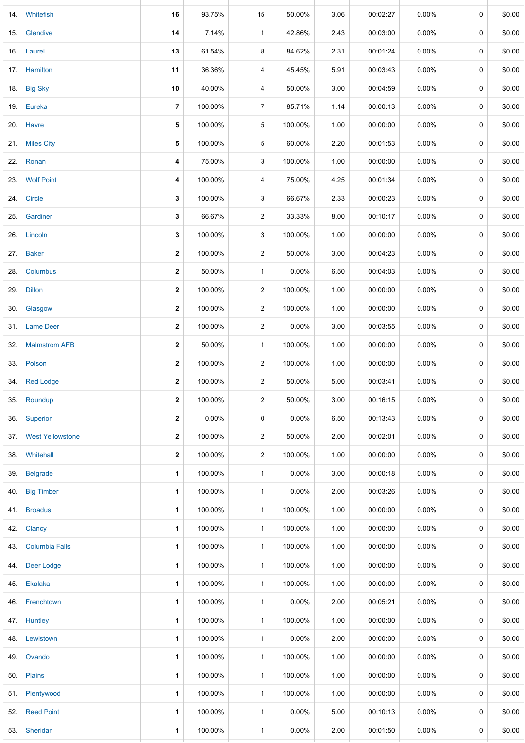| | | | | | | | | | |
|---|---|---|---|---|---|---|---|---|---|
| 14. | Whitefish | 16 | 93.75% | 15 | 50.00% | 3.06 | 00:02:27 | 0.00% | 0 | $0.00 |
| 15. | Glendive | 14 | 7.14% | 1 | 42.86% | 2.43 | 00:03:00 | 0.00% | 0 | $0.00 |
| 16. | Laurel | 13 | 61.54% | 8 | 84.62% | 2.31 | 00:01:24 | 0.00% | 0 | $0.00 |
| 17. | Hamilton | 11 | 36.36% | 4 | 45.45% | 5.91 | 00:03:43 | 0.00% | 0 | $0.00 |
| 18. | Big Sky | 10 | 40.00% | 4 | 50.00% | 3.00 | 00:04:59 | 0.00% | 0 | $0.00 |
| 19. | Eureka | 7 | 100.00% | 7 | 85.71% | 1.14 | 00:00:13 | 0.00% | 0 | $0.00 |
| 20. | Havre | 5 | 100.00% | 5 | 100.00% | 1.00 | 00:00:00 | 0.00% | 0 | $0.00 |
| 21. | Miles City | 5 | 100.00% | 5 | 60.00% | 2.20 | 00:01:53 | 0.00% | 0 | $0.00 |
| 22. | Ronan | 4 | 75.00% | 3 | 100.00% | 1.00 | 00:00:00 | 0.00% | 0 | $0.00 |
| 23. | Wolf Point | 4 | 100.00% | 4 | 75.00% | 4.25 | 00:01:34 | 0.00% | 0 | $0.00 |
| 24. | Circle | 3 | 100.00% | 3 | 66.67% | 2.33 | 00:00:23 | 0.00% | 0 | $0.00 |
| 25. | Gardiner | 3 | 66.67% | 2 | 33.33% | 8.00 | 00:10:17 | 0.00% | 0 | $0.00 |
| 26. | Lincoln | 3 | 100.00% | 3 | 100.00% | 1.00 | 00:00:00 | 0.00% | 0 | $0.00 |
| 27. | Baker | 2 | 100.00% | 2 | 50.00% | 3.00 | 00:04:23 | 0.00% | 0 | $0.00 |
| 28. | Columbus | 2 | 50.00% | 1 | 0.00% | 6.50 | 00:04:03 | 0.00% | 0 | $0.00 |
| 29. | Dillon | 2 | 100.00% | 2 | 100.00% | 1.00 | 00:00:00 | 0.00% | 0 | $0.00 |
| 30. | Glasgow | 2 | 100.00% | 2 | 100.00% | 1.00 | 00:00:00 | 0.00% | 0 | $0.00 |
| 31. | Lame Deer | 2 | 100.00% | 2 | 0.00% | 3.00 | 00:03:55 | 0.00% | 0 | $0.00 |
| 32. | Malmstrom AFB | 2 | 50.00% | 1 | 100.00% | 1.00 | 00:00:00 | 0.00% | 0 | $0.00 |
| 33. | Polson | 2 | 100.00% | 2 | 100.00% | 1.00 | 00:00:00 | 0.00% | 0 | $0.00 |
| 34. | Red Lodge | 2 | 100.00% | 2 | 50.00% | 5.00 | 00:03:41 | 0.00% | 0 | $0.00 |
| 35. | Roundup | 2 | 100.00% | 2 | 50.00% | 3.00 | 00:16:15 | 0.00% | 0 | $0.00 |
| 36. | Superior | 2 | 0.00% | 0 | 0.00% | 6.50 | 00:13:43 | 0.00% | 0 | $0.00 |
| 37. | West Yellowstone | 2 | 100.00% | 2 | 50.00% | 2.00 | 00:02:01 | 0.00% | 0 | $0.00 |
| 38. | Whitehall | 2 | 100.00% | 2 | 100.00% | 1.00 | 00:00:00 | 0.00% | 0 | $0.00 |
| 39. | Belgrade | 1 | 100.00% | 1 | 0.00% | 3.00 | 00:00:18 | 0.00% | 0 | $0.00 |
| 40. | Big Timber | 1 | 100.00% | 1 | 0.00% | 2.00 | 00:03:26 | 0.00% | 0 | $0.00 |
| 41. | Broadus | 1 | 100.00% | 1 | 100.00% | 1.00 | 00:00:00 | 0.00% | 0 | $0.00 |
| 42. | Clancy | 1 | 100.00% | 1 | 100.00% | 1.00 | 00:00:00 | 0.00% | 0 | $0.00 |
| 43. | Columbia Falls | 1 | 100.00% | 1 | 100.00% | 1.00 | 00:00:00 | 0.00% | 0 | $0.00 |
| 44. | Deer Lodge | 1 | 100.00% | 1 | 100.00% | 1.00 | 00:00:00 | 0.00% | 0 | $0.00 |
| 45. | Ekalaka | 1 | 100.00% | 1 | 100.00% | 1.00 | 00:00:00 | 0.00% | 0 | $0.00 |
| 46. | Frenchtown | 1 | 100.00% | 1 | 0.00% | 2.00 | 00:05:21 | 0.00% | 0 | $0.00 |
| 47. | Huntley | 1 | 100.00% | 1 | 100.00% | 1.00 | 00:00:00 | 0.00% | 0 | $0.00 |
| 48. | Lewistown | 1 | 100.00% | 1 | 0.00% | 2.00 | 00:00:00 | 0.00% | 0 | $0.00 |
| 49. | Ovando | 1 | 100.00% | 1 | 100.00% | 1.00 | 00:00:00 | 0.00% | 0 | $0.00 |
| 50. | Plains | 1 | 100.00% | 1 | 100.00% | 1.00 | 00:00:00 | 0.00% | 0 | $0.00 |
| 51. | Plentywood | 1 | 100.00% | 1 | 100.00% | 1.00 | 00:00:00 | 0.00% | 0 | $0.00 |
| 52. | Reed Point | 1 | 100.00% | 1 | 0.00% | 5.00 | 00:10:13 | 0.00% | 0 | $0.00 |
| 53. | Sheridan | 1 | 100.00% | 1 | 0.00% | 2.00 | 00:01:50 | 0.00% | 0 | $0.00 |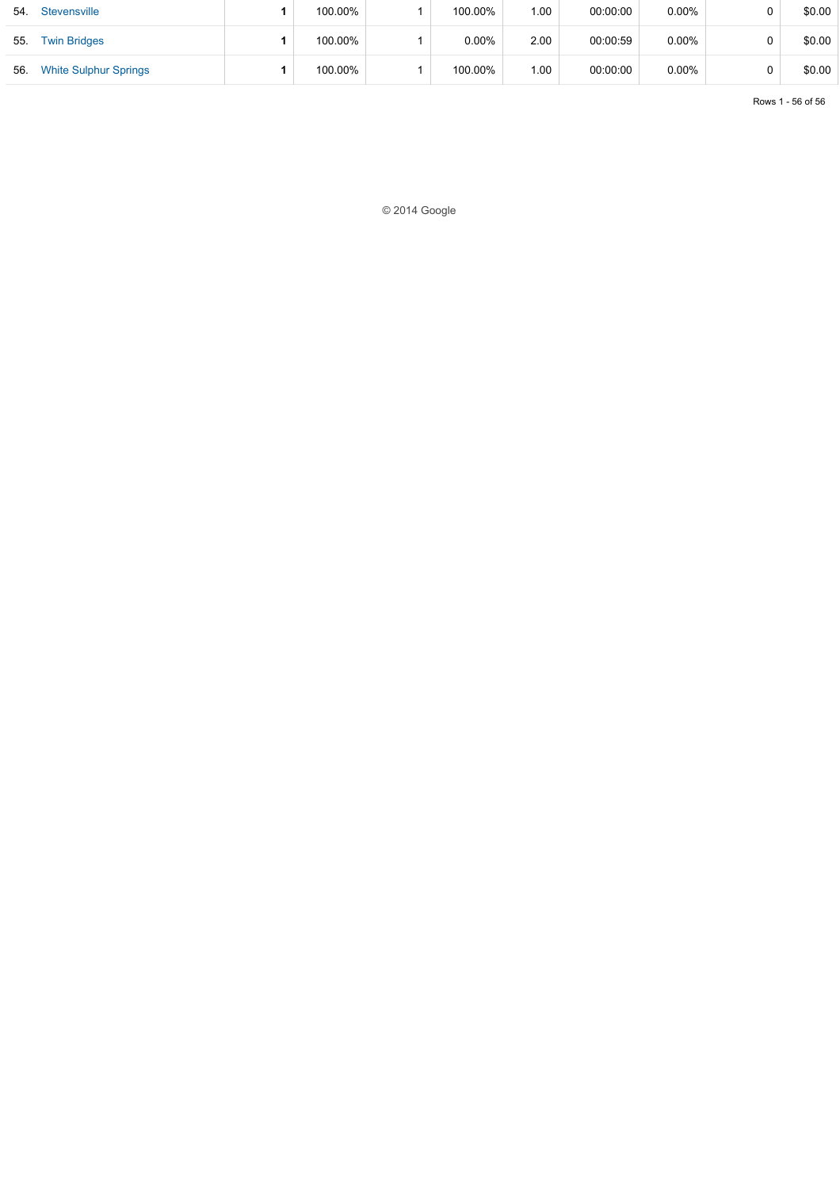| | | | | | | | | | |
|---|---|---|---|---|---|---|---|---|---|
| 54. | Stevensville | **1** | 100.00% | 1 | 100.00% | 1.00 | 00:00:00 | 0.00% | 0 | $0.00 |
| 55. | Twin Bridges | **1** | 100.00% | 1 | 0.00% | 2.00 | 00:00:59 | 0.00% | 0 | $0.00 |
| 56. | White Sulphur Springs | **1** | 100.00% | 1 | 100.00% | 1.00 | 00:00:00 | 0.00% | 0 | $0.00 |

Rows 1 - 56 of 56

© 2014 Google